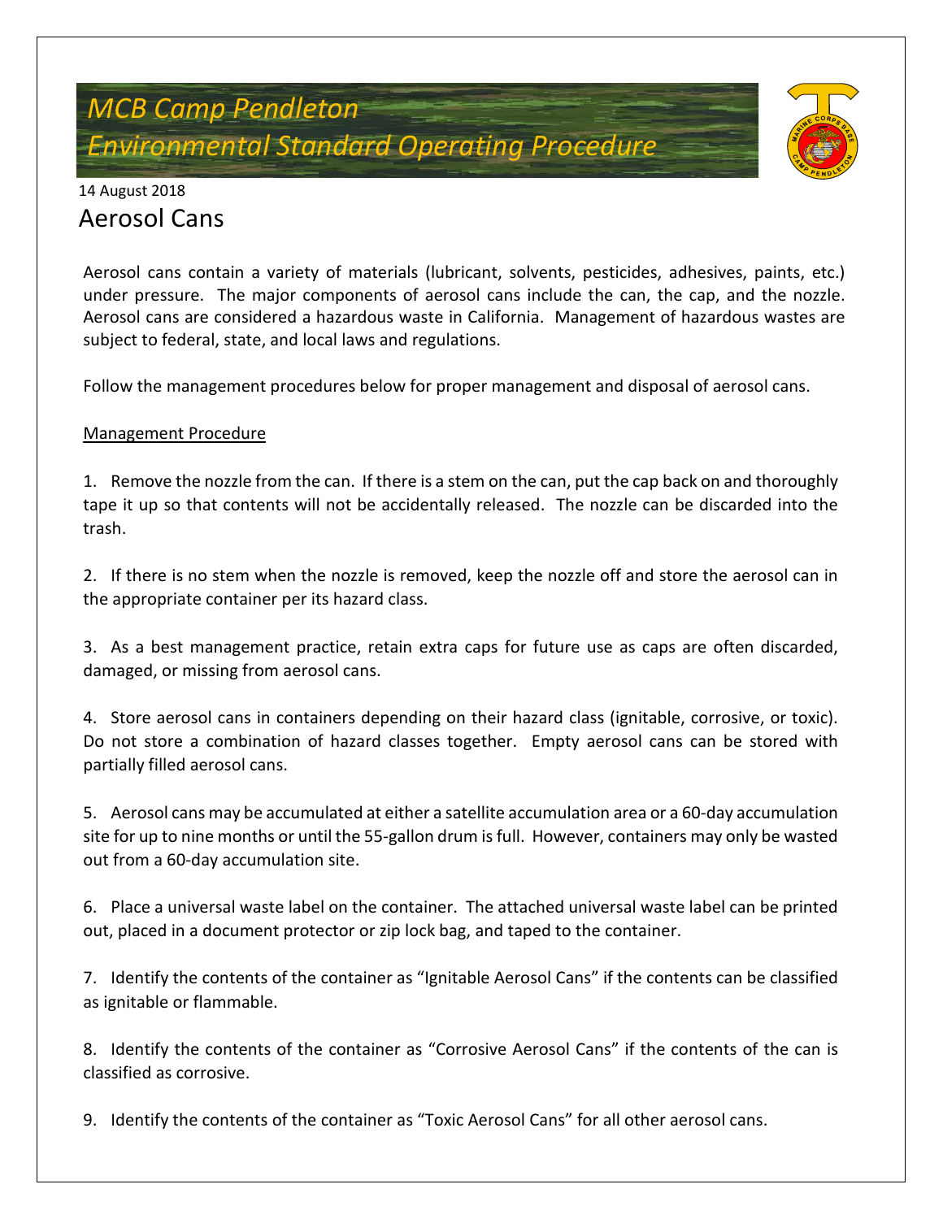# MCB Camp Pendleton Environmental Standard Operating Procedure

14 August 2018

## Aerosol Cans

Aerosol cans contain a variety of materials (lubricant, solvents, pesticides, adhesives, paints, etc.) under pressure. The major components of aerosol cans include the can, the cap, and the nozzle. Aerosol cans are considered a hazardous waste in California. Management of hazardous wastes are subject to federal, state, and local laws and regulations.

Follow the management procedures below for proper management and disposal of aerosol cans.

<u>Management Procedure</u>

1. Remove the nozzle from the can. If there is a stem on the can, put the cap back on and thoroughly tape it up so that contents will not be accidentally released. The nozzle can be discarded into the trash.

2. If there is no stem when the nozzle is removed, keep the nozzle off and store the aerosol can in the appropriate container per its hazard class.

3. As a best management practice, retain extra caps for future use as caps are often discarded, damaged, or missing from aerosol cans.

4. Store aerosol cans in containers depending on their hazard class (ignitable, corrosive, or toxic). Do not store a combination of hazard classes together. Empty aerosol cans can be stored with partially filled aerosol cans.

5. Aerosol cans may be accumulated at either a satellite accumulation area or a 60-day accumulation site for up to nine months or until the 55-gallon drum is full. However, containers may only be wasted out from a 60-day accumulation site.

6. Place a universal waste label on the container. The attached universal waste label can be printed out, placed in a document protector or zip lock bag, and taped to the container.

7. Identify the contents of the container as "Ignitable Aerosol Cans" if the contents can be classified as ignitable or flammable.

8. Identify the contents of the container as "Corrosive Aerosol Cans" if the contents of the can is classified as corrosive.

9. Identify the contents of the container as "Toxic Aerosol Cans" for all other aerosol cans.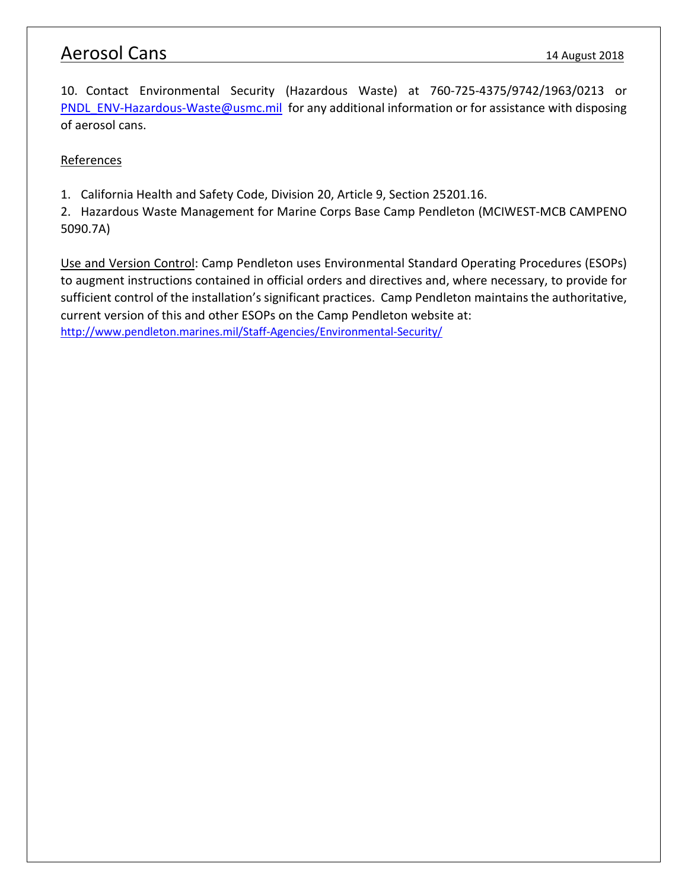10. Contact Environmental Security (Hazardous Waste) at 760-725-4375/9742/1963/0213 or [PNDL_ENV-Hazardous-Waste@usmc.mil](mailto:PNDL_ENV-Hazardous-Waste@usmc.mil) for any additional information or for assistance with disposing of aerosol cans.

References

1. California Health and Safety Code, Division 20, Article 9, Section 25201.16.
2. Hazardous Waste Management for Marine Corps Base Camp Pendleton (MCIWEST-MCB CAMPENO 5090.7A)

Use and Version Control: Camp Pendleton uses Environmental Standard Operating Procedures (ESOPs) to augment instructions contained in official orders and directives and, where necessary, to provide for sufficient control of the installation's significant practices. Camp Pendleton maintains the authoritative, current version of this and other ESOPs on the Camp Pendleton website at:
[http://www.pendleton.marines.mil/Staff-Agencies/Environmental-Security/](http://www.pendleton.marines.mil/Staff-Agencies/Environmental-Security/)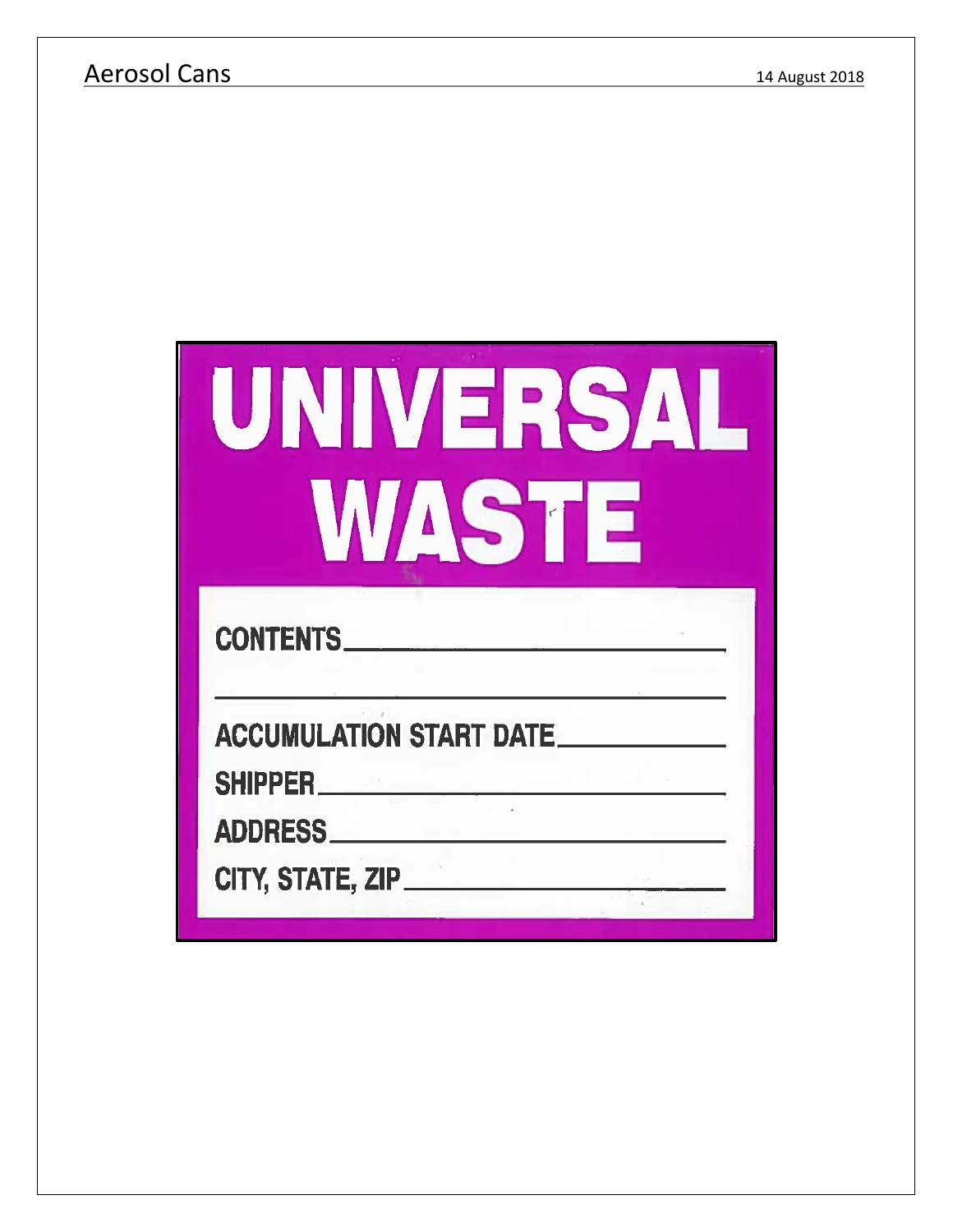# UNIVERSAL WASTE

CONTENTS_______________________________

_______________________________________

ACCUMULATION START DATE______________

SHIPPER________________________________

ADDRESS________________________________

CITY, STATE, ZIP_________________________